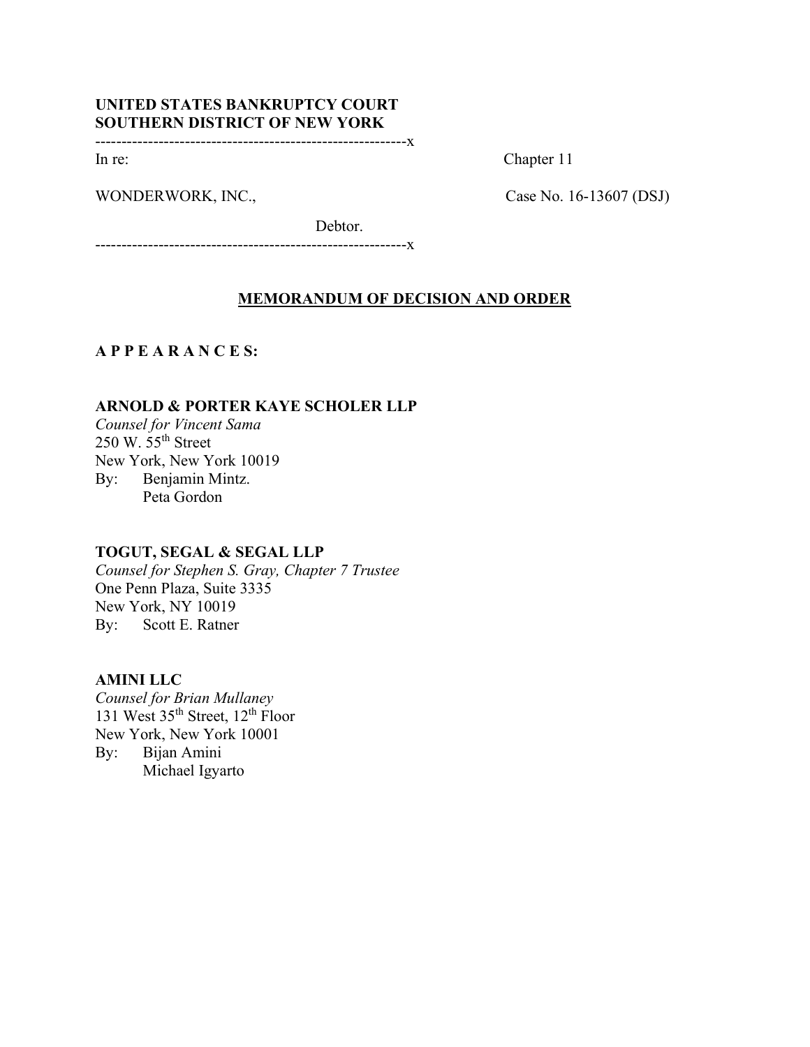**UNITED STATES BANKRUPTCY COURT**
**SOUTHERN DISTRICT OF NEW YORK**

---------------------------------------------------------------x

In re: Chapter 11

WONDERWORK, INC., Case No. 16-13607 (DSJ)

Debtor.

---------------------------------------------------------------x

## MEMORANDUM OF DECISION AND ORDER

**A P P E A R A N C E S:**

**ARNOLD & PORTER KAYE SCHOLER LLP**
*Counsel for Vincent Sama*
250 W. 55th Street
New York, New York 10019
By: Benjamin Mintz.
Peta Gordon

**TOGUT, SEGAL & SEGAL LLP**
*Counsel for Stephen S. Gray, Chapter 7 Trustee*
One Penn Plaza, Suite 3335
New York, NY 10019
By: Scott E. Ratner

**AMINI LLC**
*Counsel for Brian Mullaney*
131 West 35th Street, 12th Floor
New York, New York 10001
By: Bijan Amini
Michael Igyarto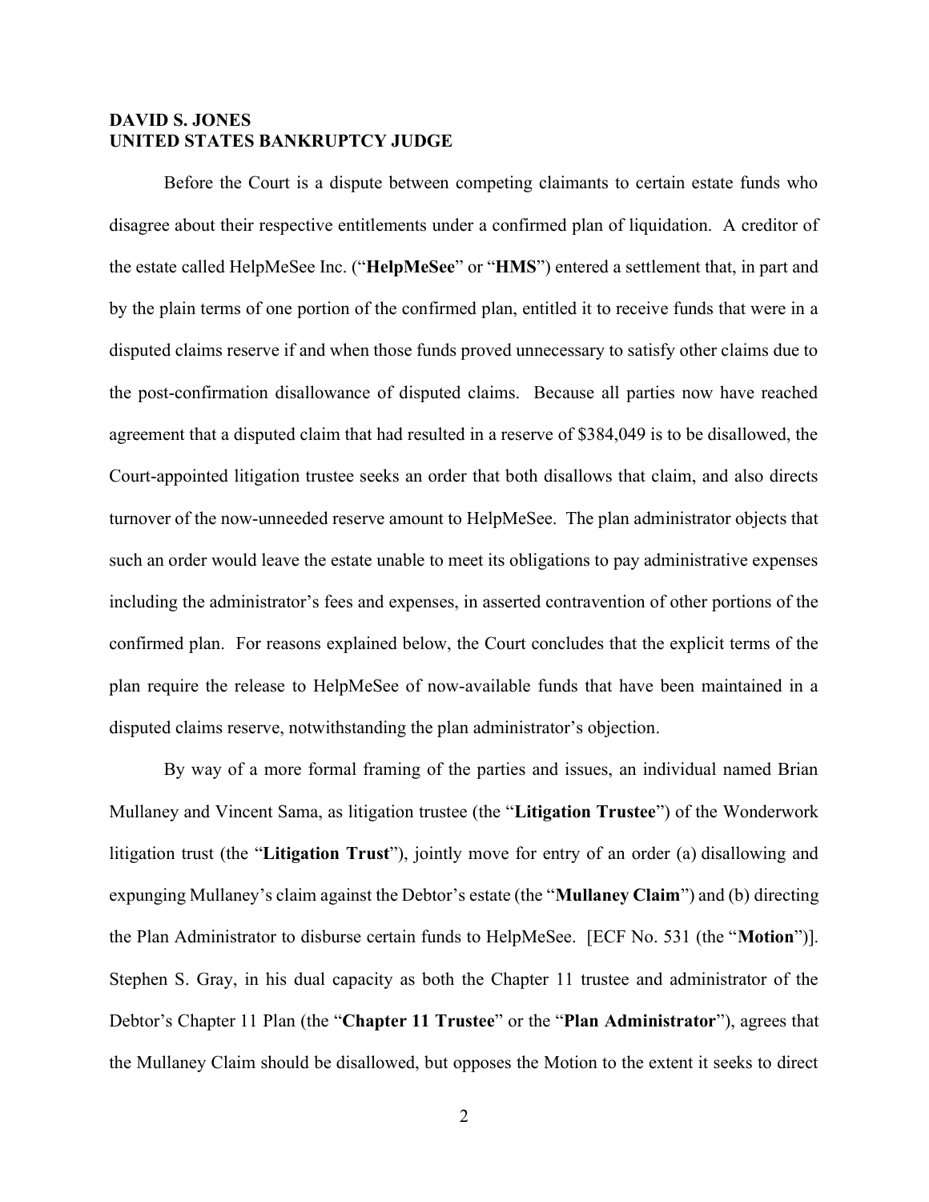**DAVID S. JONES**
**UNITED STATES BANKRUPTCY JUDGE**

Before the Court is a dispute between competing claimants to certain estate funds who disagree about their respective entitlements under a confirmed plan of liquidation. A creditor of the estate called HelpMeSee Inc. ("**HelpMeSee**" or "**HMS**") entered a settlement that, in part and by the plain terms of one portion of the confirmed plan, entitled it to receive funds that were in a disputed claims reserve if and when those funds proved unnecessary to satisfy other claims due to the post-confirmation disallowance of disputed claims. Because all parties now have reached agreement that a disputed claim that had resulted in a reserve of $384,049 is to be disallowed, the Court-appointed litigation trustee seeks an order that both disallows that claim, and also directs turnover of the now-unneeded reserve amount to HelpMeSee. The plan administrator objects that such an order would leave the estate unable to meet its obligations to pay administrative expenses including the administrator's fees and expenses, in asserted contravention of other portions of the confirmed plan. For reasons explained below, the Court concludes that the explicit terms of the plan require the release to HelpMeSee of now-available funds that have been maintained in a disputed claims reserve, notwithstanding the plan administrator's objection.

By way of a more formal framing of the parties and issues, an individual named Brian Mullaney and Vincent Sama, as litigation trustee (the "**Litigation Trustee**") of the Wonderwork litigation trust (the "**Litigation Trust**"), jointly move for entry of an order (a) disallowing and expunging Mullaney's claim against the Debtor's estate (the "**Mullaney Claim**") and (b) directing the Plan Administrator to disburse certain funds to HelpMeSee. [ECF No. 531 (the "**Motion**")]. Stephen S. Gray, in his dual capacity as both the Chapter 11 trustee and administrator of the Debtor's Chapter 11 Plan (the "**Chapter 11 Trustee**" or the "**Plan Administrator**"), agrees that the Mullaney Claim should be disallowed, but opposes the Motion to the extent it seeks to direct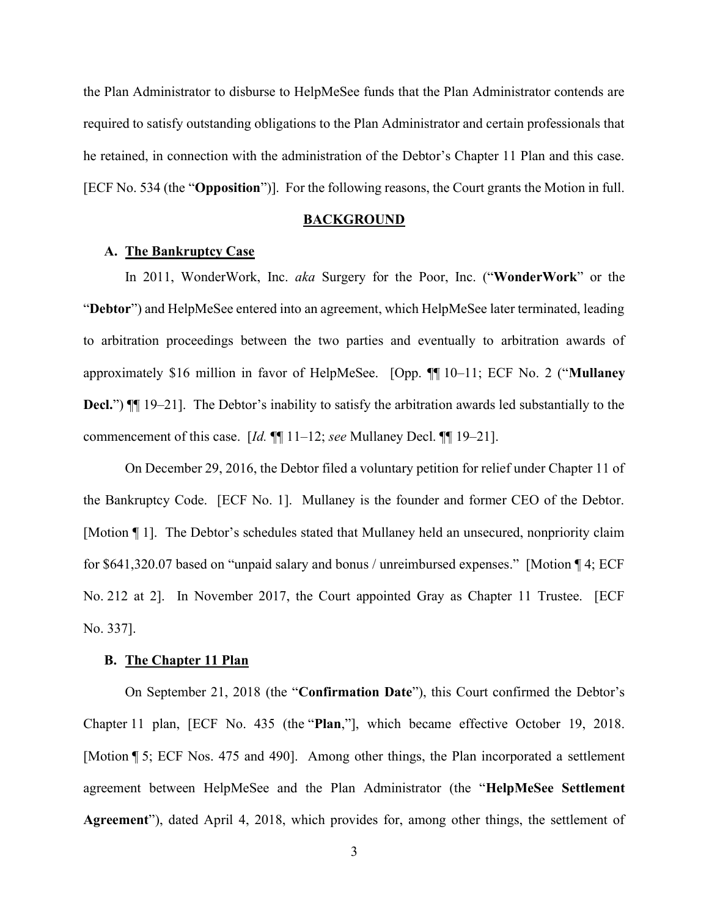the Plan Administrator to disburse to HelpMeSee funds that the Plan Administrator contends are required to satisfy outstanding obligations to the Plan Administrator and certain professionals that he retained, in connection with the administration of the Debtor's Chapter 11 Plan and this case. [ECF No. 534 (the "**Opposition**")]. For the following reasons, the Court grants the Motion in full.

## BACKGROUND

### A. The Bankruptcy Case

In 2011, WonderWork, Inc. *aka* Surgery for the Poor, Inc. ("**WonderWork**" or the "**Debtor**") and HelpMeSee entered into an agreement, which HelpMeSee later terminated, leading to arbitration proceedings between the two parties and eventually to arbitration awards of approximately $16 million in favor of HelpMeSee. [Opp. ¶¶ 10–11; ECF No. 2 ("**Mullaney Decl.**") ¶¶ 19–21]. The Debtor's inability to satisfy the arbitration awards led substantially to the commencement of this case. [*Id.* ¶¶ 11–12; *see* Mullaney Decl. ¶¶ 19–21].

On December 29, 2016, the Debtor filed a voluntary petition for relief under Chapter 11 of the Bankruptcy Code. [ECF No. 1]. Mullaney is the founder and former CEO of the Debtor. [Motion ¶ 1]. The Debtor's schedules stated that Mullaney held an unsecured, nonpriority claim for $641,320.07 based on "unpaid salary and bonus / unreimbursed expenses." [Motion ¶ 4; ECF No. 212 at 2]. In November 2017, the Court appointed Gray as Chapter 11 Trustee. [ECF No. 337].

### B. The Chapter 11 Plan

On September 21, 2018 (the "**Confirmation Date**"), this Court confirmed the Debtor's Chapter 11 plan, [ECF No. 435 (the "**Plan**,"], which became effective October 19, 2018. [Motion ¶ 5; ECF Nos. 475 and 490]. Among other things, the Plan incorporated a settlement agreement between HelpMeSee and the Plan Administrator (the "**HelpMeSee Settlement Agreement**"), dated April 4, 2018, which provides for, among other things, the settlement of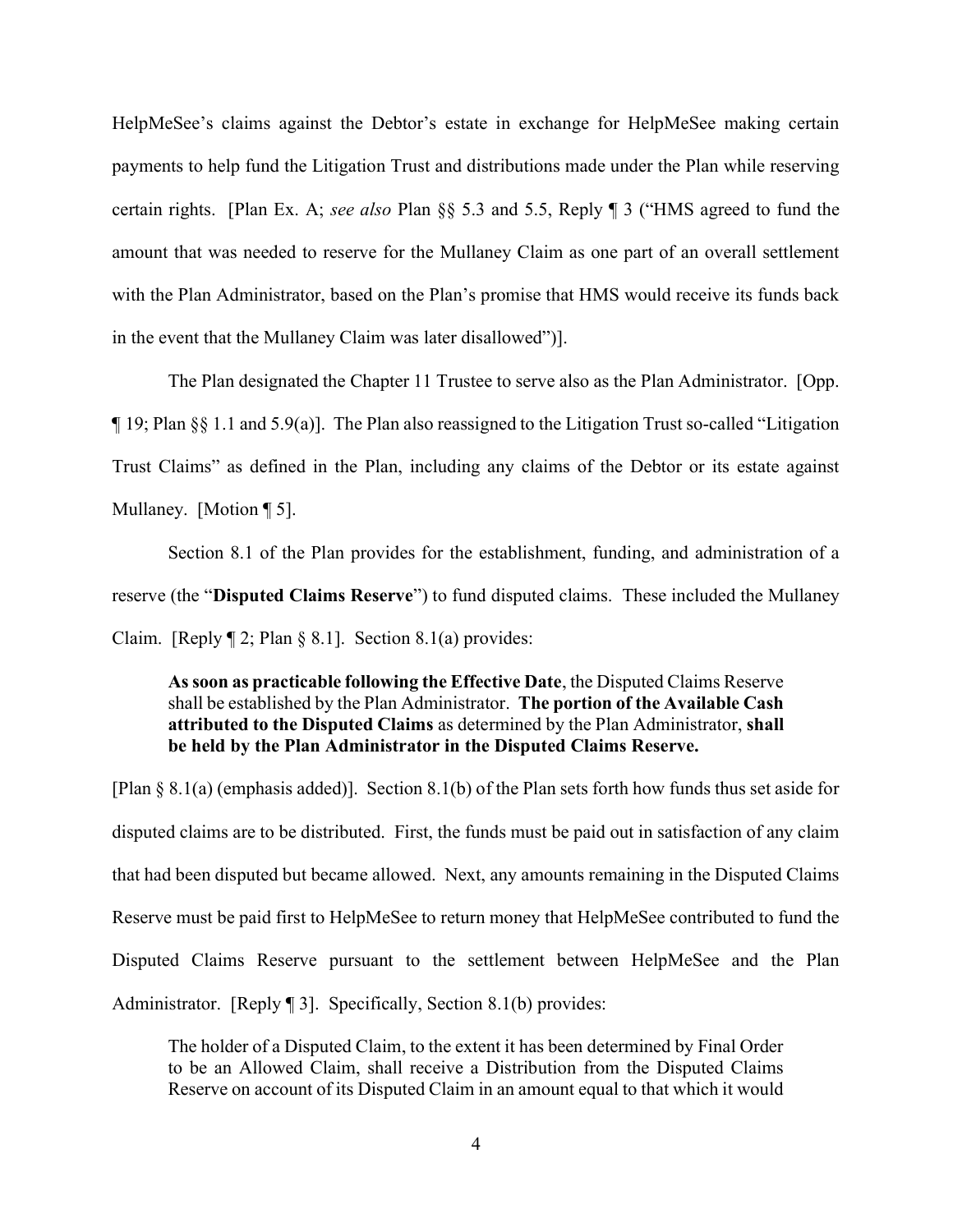HelpMeSee's claims against the Debtor's estate in exchange for HelpMeSee making certain payments to help fund the Litigation Trust and distributions made under the Plan while reserving certain rights. [Plan Ex. A; *see also* Plan §§ 5.3 and 5.5, Reply ¶ 3 ("HMS agreed to fund the amount that was needed to reserve for the Mullaney Claim as one part of an overall settlement with the Plan Administrator, based on the Plan's promise that HMS would receive its funds back in the event that the Mullaney Claim was later disallowed")].

The Plan designated the Chapter 11 Trustee to serve also as the Plan Administrator. [Opp. ¶ 19; Plan §§ 1.1 and 5.9(a)]. The Plan also reassigned to the Litigation Trust so-called "Litigation Trust Claims" as defined in the Plan, including any claims of the Debtor or its estate against Mullaney. [Motion ¶ 5].

Section 8.1 of the Plan provides for the establishment, funding, and administration of a reserve (the "**Disputed Claims Reserve**") to fund disputed claims. These included the Mullaney Claim. [Reply ¶ 2; Plan § 8.1]. Section 8.1(a) provides:

> **As soon as practicable following the Effective Date**, the Disputed Claims Reserve shall be established by the Plan Administrator. **The portion of the Available Cash attributed to the Disputed Claims** as determined by the Plan Administrator, **shall be held by the Plan Administrator in the Disputed Claims Reserve.**

[Plan § 8.1(a) (emphasis added)]. Section 8.1(b) of the Plan sets forth how funds thus set aside for disputed claims are to be distributed. First, the funds must be paid out in satisfaction of any claim that had been disputed but became allowed. Next, any amounts remaining in the Disputed Claims Reserve must be paid first to HelpMeSee to return money that HelpMeSee contributed to fund the Disputed Claims Reserve pursuant to the settlement between HelpMeSee and the Plan Administrator. [Reply ¶ 3]. Specifically, Section 8.1(b) provides:

> The holder of a Disputed Claim, to the extent it has been determined by Final Order to be an Allowed Claim, shall receive a Distribution from the Disputed Claims Reserve on account of its Disputed Claim in an amount equal to that which it would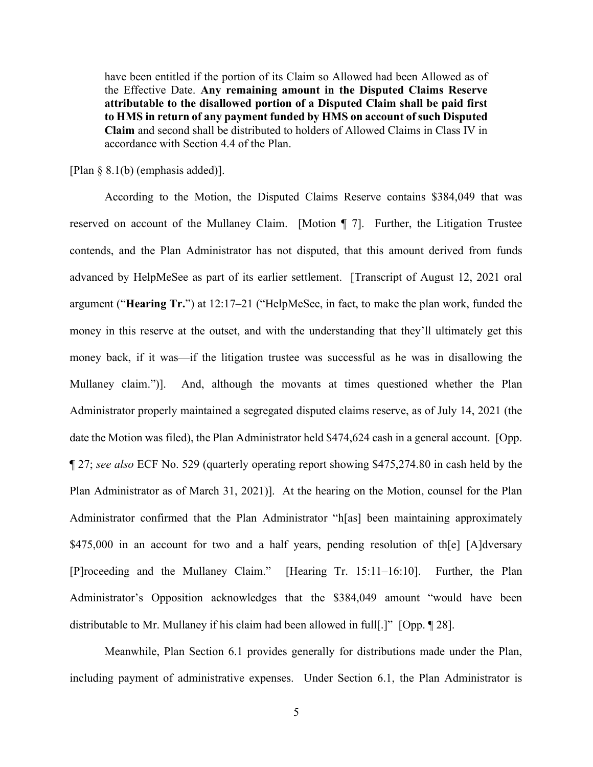> have been entitled if the portion of its Claim so Allowed had been Allowed as of the Effective Date. **Any remaining amount in the Disputed Claims Reserve attributable to the disallowed portion of a Disputed Claim shall be paid first to HMS in return of any payment funded by HMS on account of such Disputed Claim** and second shall be distributed to holders of Allowed Claims in Class IV in accordance with Section 4.4 of the Plan.

[Plan § 8.1(b) (emphasis added)].

According to the Motion, the Disputed Claims Reserve contains $384,049 that was reserved on account of the Mullaney Claim. [Motion ¶ 7]. Further, the Litigation Trustee contends, and the Plan Administrator has not disputed, that this amount derived from funds advanced by HelpMeSee as part of its earlier settlement. [Transcript of August 12, 2021 oral argument ("**Hearing Tr.**") at 12:17–21 ("HelpMeSee, in fact, to make the plan work, funded the money in this reserve at the outset, and with the understanding that they'll ultimately get this money back, if it was—if the litigation trustee was successful as he was in disallowing the Mullaney claim.")]. And, although the movants at times questioned whether the Plan Administrator properly maintained a segregated disputed claims reserve, as of July 14, 2021 (the date the Motion was filed), the Plan Administrator held $474,624 cash in a general account. [Opp. ¶ 27; *see also* ECF No. 529 (quarterly operating report showing $475,274.80 in cash held by the Plan Administrator as of March 31, 2021)]. At the hearing on the Motion, counsel for the Plan Administrator confirmed that the Plan Administrator "h[as] been maintaining approximately $475,000 in an account for two and a half years, pending resolution of th[e] [A]dversary [P]roceeding and the Mullaney Claim." [Hearing Tr. 15:11–16:10]. Further, the Plan Administrator's Opposition acknowledges that the $384,049 amount "would have been distributable to Mr. Mullaney if his claim had been allowed in full[.]" [Opp. ¶ 28].

Meanwhile, Plan Section 6.1 provides generally for distributions made under the Plan, including payment of administrative expenses. Under Section 6.1, the Plan Administrator is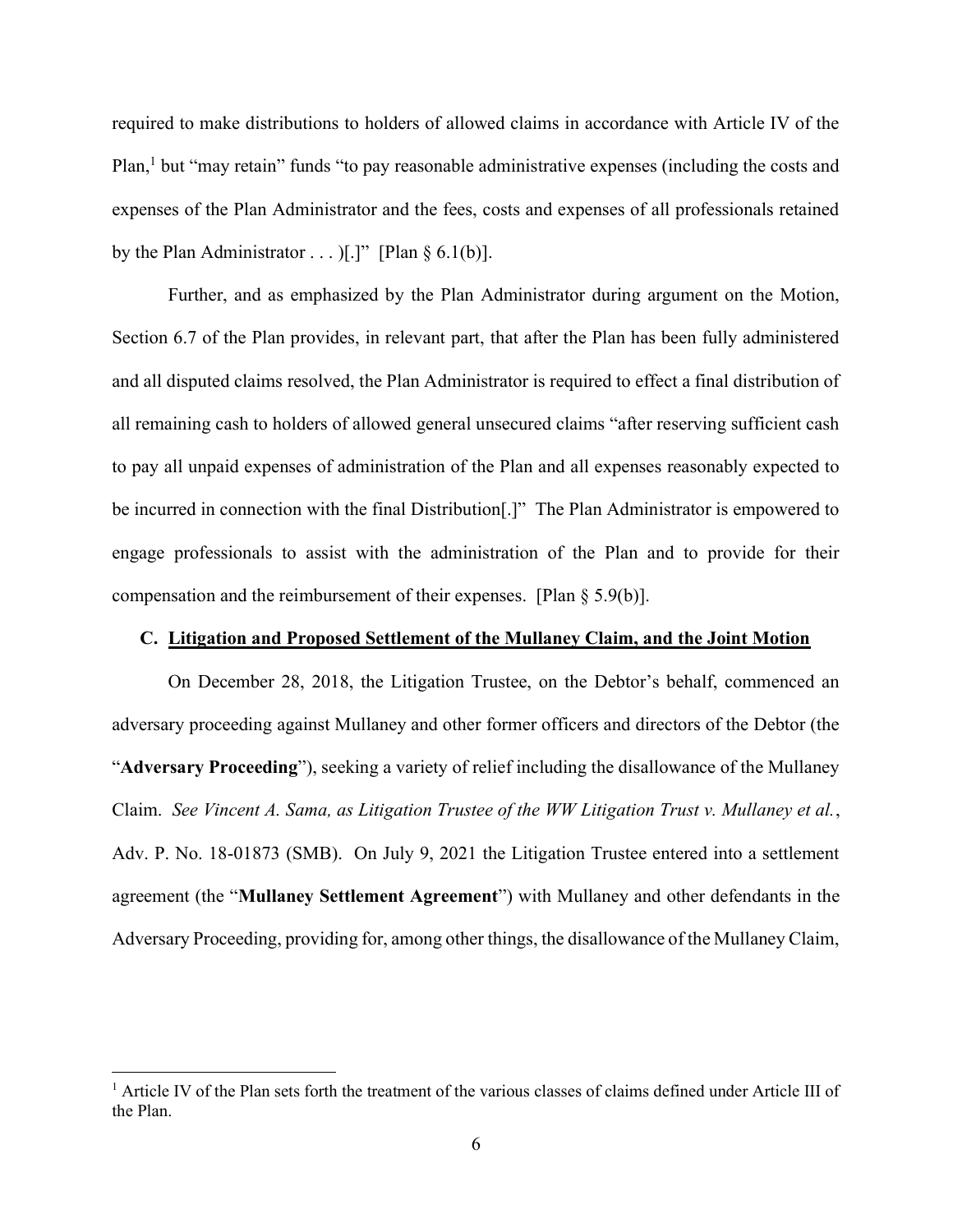required to make distributions to holders of allowed claims in accordance with Article IV of the Plan,[1] but "may retain" funds "to pay reasonable administrative expenses (including the costs and expenses of the Plan Administrator and the fees, costs and expenses of all professionals retained by the Plan Administrator . . . )[.]" [Plan § 6.1(b)].

Further, and as emphasized by the Plan Administrator during argument on the Motion, Section 6.7 of the Plan provides, in relevant part, that after the Plan has been fully administered and all disputed claims resolved, the Plan Administrator is required to effect a final distribution of all remaining cash to holders of allowed general unsecured claims "after reserving sufficient cash to pay all unpaid expenses of administration of the Plan and all expenses reasonably expected to be incurred in connection with the final Distribution[.]" The Plan Administrator is empowered to engage professionals to assist with the administration of the Plan and to provide for their compensation and the reimbursement of their expenses. [Plan § 5.9(b)].

### C. <u>Litigation and Proposed Settlement of the Mullaney Claim, and the Joint Motion</u>

On December 28, 2018, the Litigation Trustee, on the Debtor's behalf, commenced an adversary proceeding against Mullaney and other former officers and directors of the Debtor (the "**Adversary Proceeding**"), seeking a variety of relief including the disallowance of the Mullaney Claim. *See Vincent A. Sama, as Litigation Trustee of the WW Litigation Trust v. Mullaney et al.*, Adv. P. No. 18-01873 (SMB). On July 9, 2021 the Litigation Trustee entered into a settlement agreement (the "**Mullaney Settlement Agreement**") with Mullaney and other defendants in the Adversary Proceeding, providing for, among other things, the disallowance of the Mullaney Claim,

[1] Article IV of the Plan sets forth the treatment of the various classes of claims defined under Article III of the Plan.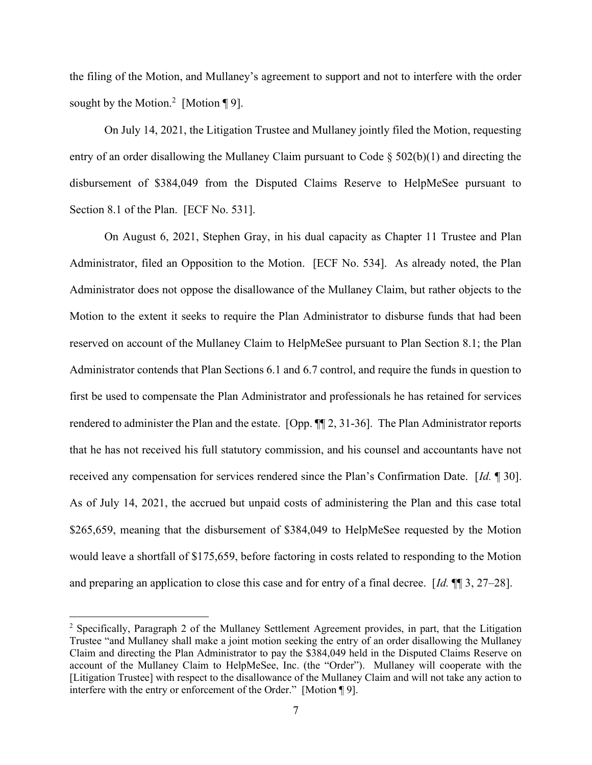the filing of the Motion, and Mullaney's agreement to support and not to interfere with the order sought by the Motion.[2] [Motion ¶ 9].

On July 14, 2021, the Litigation Trustee and Mullaney jointly filed the Motion, requesting entry of an order disallowing the Mullaney Claim pursuant to Code § 502(b)(1) and directing the disbursement of $384,049 from the Disputed Claims Reserve to HelpMeSee pursuant to Section 8.1 of the Plan. [ECF No. 531].

On August 6, 2021, Stephen Gray, in his dual capacity as Chapter 11 Trustee and Plan Administrator, filed an Opposition to the Motion. [ECF No. 534]. As already noted, the Plan Administrator does not oppose the disallowance of the Mullaney Claim, but rather objects to the Motion to the extent it seeks to require the Plan Administrator to disburse funds that had been reserved on account of the Mullaney Claim to HelpMeSee pursuant to Plan Section 8.1; the Plan Administrator contends that Plan Sections 6.1 and 6.7 control, and require the funds in question to first be used to compensate the Plan Administrator and professionals he has retained for services rendered to administer the Plan and the estate. [Opp. ¶¶ 2, 31-36]. The Plan Administrator reports that he has not received his full statutory commission, and his counsel and accountants have not received any compensation for services rendered since the Plan's Confirmation Date. [*Id.* ¶ 30]. As of July 14, 2021, the accrued but unpaid costs of administering the Plan and this case total $265,659, meaning that the disbursement of $384,049 to HelpMeSee requested by the Motion would leave a shortfall of $175,659, before factoring in costs related to responding to the Motion and preparing an application to close this case and for entry of a final decree. [*Id.* ¶¶ 3, 27–28].

---

[2] Specifically, Paragraph 2 of the Mullaney Settlement Agreement provides, in part, that the Litigation Trustee "and Mullaney shall make a joint motion seeking the entry of an order disallowing the Mullaney Claim and directing the Plan Administrator to pay the $384,049 held in the Disputed Claims Reserve on account of the Mullaney Claim to HelpMeSee, Inc. (the "Order"). Mullaney will cooperate with the [Litigation Trustee] with respect to the disallowance of the Mullaney Claim and will not take any action to interfere with the entry or enforcement of the Order." [Motion ¶ 9].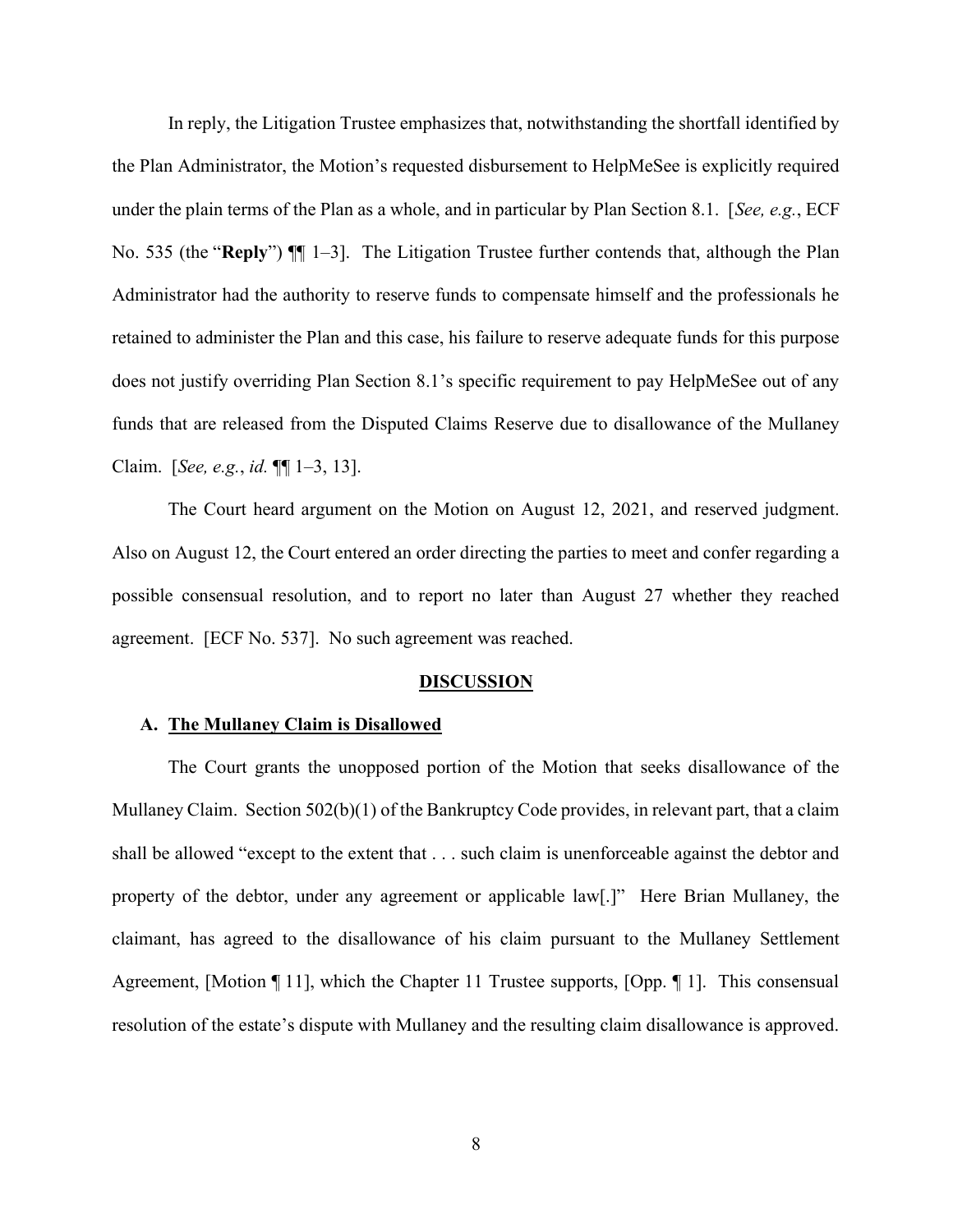In reply, the Litigation Trustee emphasizes that, notwithstanding the shortfall identified by the Plan Administrator, the Motion's requested disbursement to HelpMeSee is explicitly required under the plain terms of the Plan as a whole, and in particular by Plan Section 8.1. [*See, e.g.*, ECF No. 535 (the "**Reply**") ¶¶ 1–3]. The Litigation Trustee further contends that, although the Plan Administrator had the authority to reserve funds to compensate himself and the professionals he retained to administer the Plan and this case, his failure to reserve adequate funds for this purpose does not justify overriding Plan Section 8.1's specific requirement to pay HelpMeSee out of any funds that are released from the Disputed Claims Reserve due to disallowance of the Mullaney Claim. [*See, e.g.*, *id.* ¶¶ 1–3, 13].

The Court heard argument on the Motion on August 12, 2021, and reserved judgment. Also on August 12, the Court entered an order directing the parties to meet and confer regarding a possible consensual resolution, and to report no later than August 27 whether they reached agreement. [ECF No. 537]. No such agreement was reached.

## DISCUSSION

### A. The Mullaney Claim is Disallowed

The Court grants the unopposed portion of the Motion that seeks disallowance of the Mullaney Claim. Section 502(b)(1) of the Bankruptcy Code provides, in relevant part, that a claim shall be allowed "except to the extent that . . . such claim is unenforceable against the debtor and property of the debtor, under any agreement or applicable law[.]" Here Brian Mullaney, the claimant, has agreed to the disallowance of his claim pursuant to the Mullaney Settlement Agreement, [Motion ¶ 11], which the Chapter 11 Trustee supports, [Opp. ¶ 1]. This consensual resolution of the estate's dispute with Mullaney and the resulting claim disallowance is approved.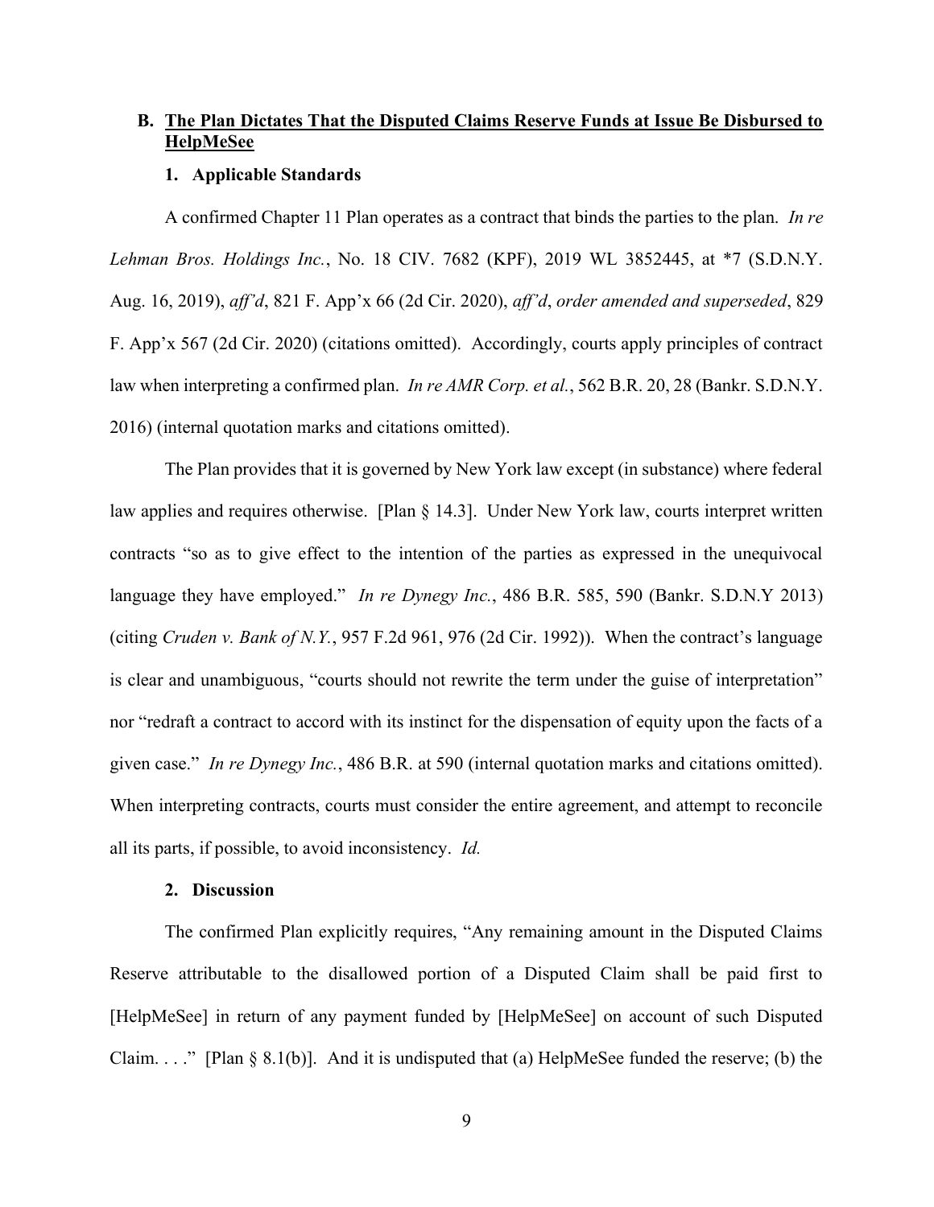## B. The Plan Dictates That the Disputed Claims Reserve Funds at Issue Be Disbursed to HelpMeSee

### 1. Applicable Standards

A confirmed Chapter 11 Plan operates as a contract that binds the parties to the plan. *In re Lehman Bros. Holdings Inc.*, No. 18 CIV. 7682 (KPF), 2019 WL 3852445, at *7 (S.D.N.Y. Aug. 16, 2019), *aff'd*, 821 F. App'x 66 (2d Cir. 2020), *aff'd*, *order amended and superseded*, 829 F. App'x 567 (2d Cir. 2020) (citations omitted). Accordingly, courts apply principles of contract law when interpreting a confirmed plan. *In re AMR Corp. et al.*, 562 B.R. 20, 28 (Bankr. S.D.N.Y. 2016) (internal quotation marks and citations omitted).

The Plan provides that it is governed by New York law except (in substance) where federal law applies and requires otherwise. [Plan § 14.3]. Under New York law, courts interpret written contracts "so as to give effect to the intention of the parties as expressed in the unequivocal language they have employed." *In re Dynegy Inc.*, 486 B.R. 585, 590 (Bankr. S.D.N.Y 2013) (citing *Cruden v. Bank of N.Y.*, 957 F.2d 961, 976 (2d Cir. 1992)). When the contract's language is clear and unambiguous, "courts should not rewrite the term under the guise of interpretation" nor "redraft a contract to accord with its instinct for the dispensation of equity upon the facts of a given case." *In re Dynegy Inc.*, 486 B.R. at 590 (internal quotation marks and citations omitted). When interpreting contracts, courts must consider the entire agreement, and attempt to reconcile all its parts, if possible, to avoid inconsistency. *Id.*

### 2. Discussion

The confirmed Plan explicitly requires, "Any remaining amount in the Disputed Claims Reserve attributable to the disallowed portion of a Disputed Claim shall be paid first to [HelpMeSee] in return of any payment funded by [HelpMeSee] on account of such Disputed Claim. . . ." [Plan § 8.1(b)]. And it is undisputed that (a) HelpMeSee funded the reserve; (b) the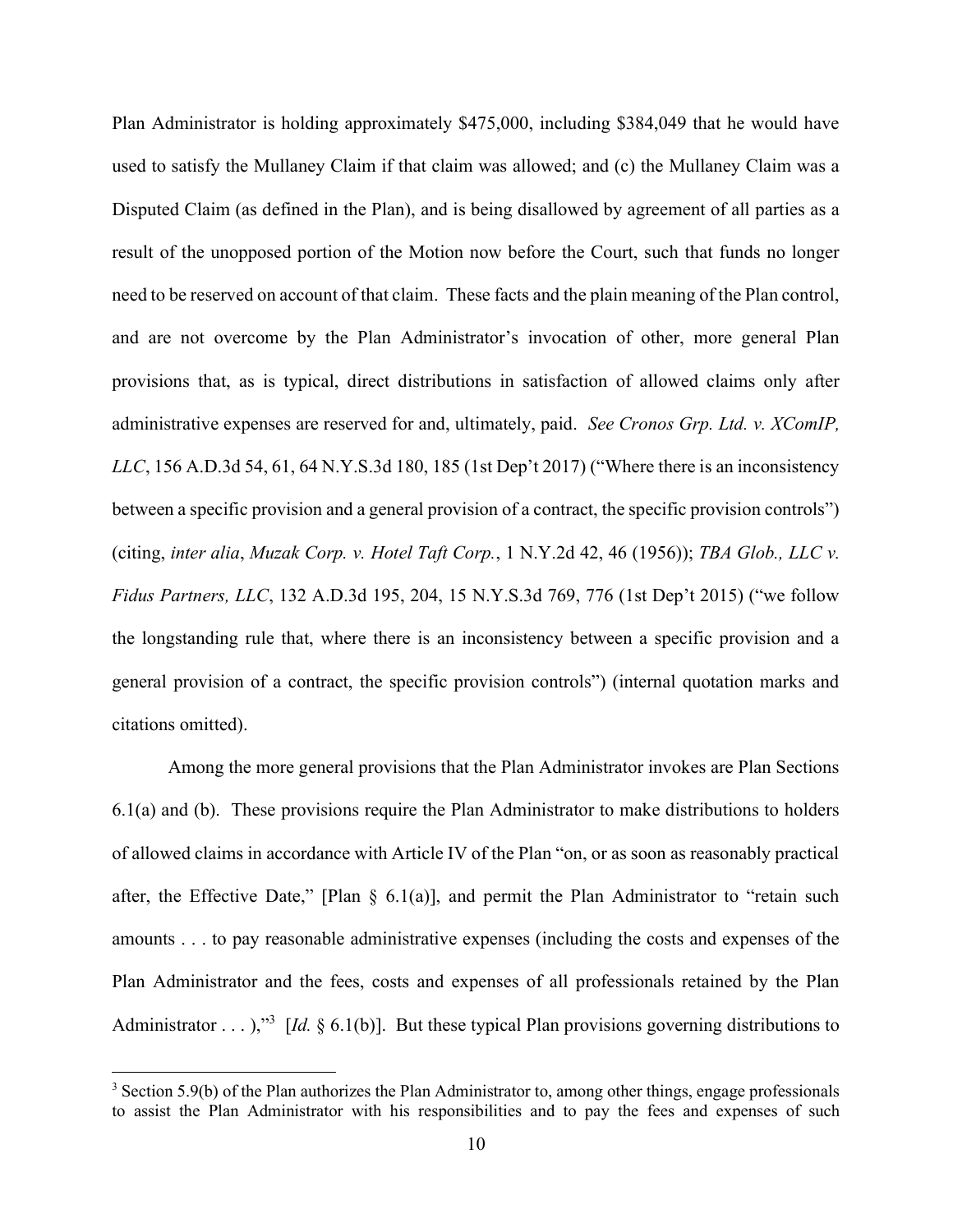Plan Administrator is holding approximately $475,000, including $384,049 that he would have used to satisfy the Mullaney Claim if that claim was allowed; and (c) the Mullaney Claim was a Disputed Claim (as defined in the Plan), and is being disallowed by agreement of all parties as a result of the unopposed portion of the Motion now before the Court, such that funds no longer need to be reserved on account of that claim. These facts and the plain meaning of the Plan control, and are not overcome by the Plan Administrator's invocation of other, more general Plan provisions that, as is typical, direct distributions in satisfaction of allowed claims only after administrative expenses are reserved for and, ultimately, paid. *See Cronos Grp. Ltd. v. XComIP, LLC*, 156 A.D.3d 54, 61, 64 N.Y.S.3d 180, 185 (1st Dep't 2017) ("Where there is an inconsistency between a specific provision and a general provision of a contract, the specific provision controls") (citing, *inter alia*, *Muzak Corp. v. Hotel Taft Corp.*, 1 N.Y.2d 42, 46 (1956)); *TBA Glob., LLC v. Fidus Partners, LLC*, 132 A.D.3d 195, 204, 15 N.Y.S.3d 769, 776 (1st Dep't 2015) ("we follow the longstanding rule that, where there is an inconsistency between a specific provision and a general provision of a contract, the specific provision controls") (internal quotation marks and citations omitted).

Among the more general provisions that the Plan Administrator invokes are Plan Sections 6.1(a) and (b). These provisions require the Plan Administrator to make distributions to holders of allowed claims in accordance with Article IV of the Plan "on, or as soon as reasonably practical after, the Effective Date," [Plan § 6.1(a)], and permit the Plan Administrator to "retain such amounts . . . to pay reasonable administrative expenses (including the costs and expenses of the Plan Administrator and the fees, costs and expenses of all professionals retained by the Plan Administrator . . . ),"[3] [*Id.* § 6.1(b)]. But these typical Plan provisions governing distributions to

[3] Section 5.9(b) of the Plan authorizes the Plan Administrator to, among other things, engage professionals to assist the Plan Administrator with his responsibilities and to pay the fees and expenses of such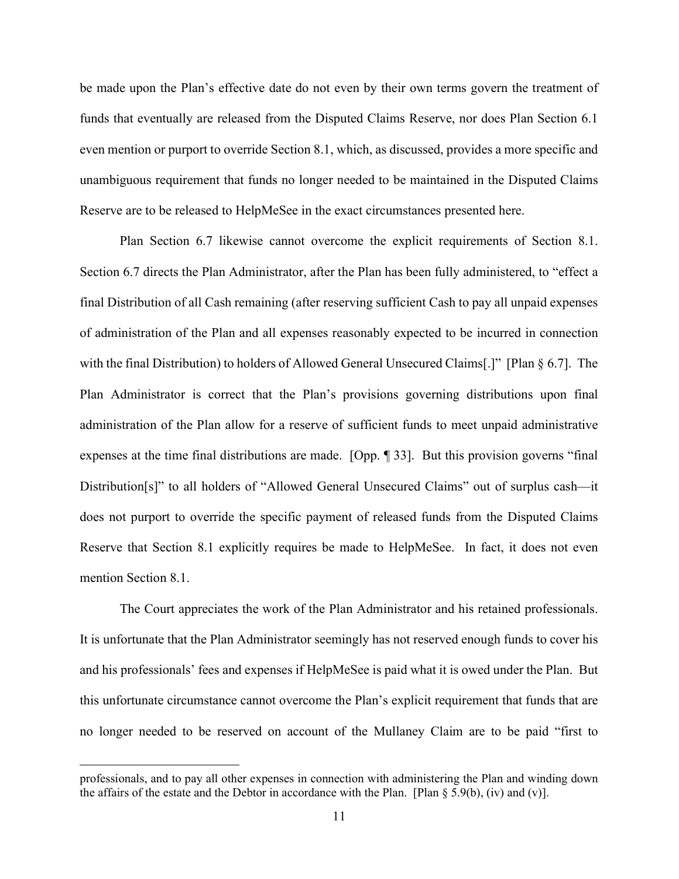be made upon the Plan's effective date do not even by their own terms govern the treatment of funds that eventually are released from the Disputed Claims Reserve, nor does Plan Section 6.1 even mention or purport to override Section 8.1, which, as discussed, provides a more specific and unambiguous requirement that funds no longer needed to be maintained in the Disputed Claims Reserve are to be released to HelpMeSee in the exact circumstances presented here.

Plan Section 6.7 likewise cannot overcome the explicit requirements of Section 8.1. Section 6.7 directs the Plan Administrator, after the Plan has been fully administered, to "effect a final Distribution of all Cash remaining (after reserving sufficient Cash to pay all unpaid expenses of administration of the Plan and all expenses reasonably expected to be incurred in connection with the final Distribution) to holders of Allowed General Unsecured Claims[.]" [Plan § 6.7]. The Plan Administrator is correct that the Plan's provisions governing distributions upon final administration of the Plan allow for a reserve of sufficient funds to meet unpaid administrative expenses at the time final distributions are made. [Opp. ¶ 33]. But this provision governs "final Distribution[s]" to all holders of "Allowed General Unsecured Claims" out of surplus cash—it does not purport to override the specific payment of released funds from the Disputed Claims Reserve that Section 8.1 explicitly requires be made to HelpMeSee. In fact, it does not even mention Section 8.1.

The Court appreciates the work of the Plan Administrator and his retained professionals. It is unfortunate that the Plan Administrator seemingly has not reserved enough funds to cover his and his professionals' fees and expenses if HelpMeSee is paid what it is owed under the Plan. But this unfortunate circumstance cannot overcome the Plan's explicit requirement that funds that are no longer needed to be reserved on account of the Mullaney Claim are to be paid "first to

---

professionals, and to pay all other expenses in connection with administering the Plan and winding down the affairs of the estate and the Debtor in accordance with the Plan. [Plan § 5.9(b), (iv) and (v)].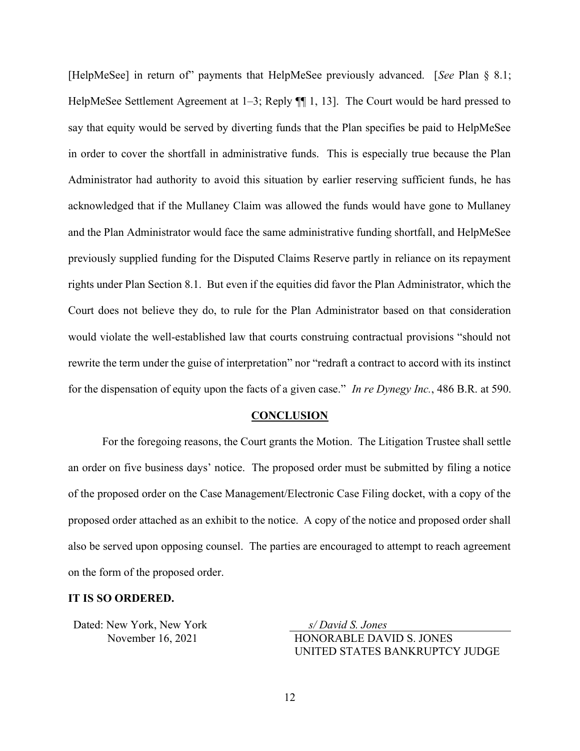[HelpMeSee] in return of" payments that HelpMeSee previously advanced. [*See* Plan § 8.1; HelpMeSee Settlement Agreement at 1–3; Reply ¶¶ 1, 13]. The Court would be hard pressed to say that equity would be served by diverting funds that the Plan specifies be paid to HelpMeSee in order to cover the shortfall in administrative funds. This is especially true because the Plan Administrator had authority to avoid this situation by earlier reserving sufficient funds, he has acknowledged that if the Mullaney Claim was allowed the funds would have gone to Mullaney and the Plan Administrator would face the same administrative funding shortfall, and HelpMeSee previously supplied funding for the Disputed Claims Reserve partly in reliance on its repayment rights under Plan Section 8.1. But even if the equities did favor the Plan Administrator, which the Court does not believe they do, to rule for the Plan Administrator based on that consideration would violate the well-established law that courts construing contractual provisions "should not rewrite the term under the guise of interpretation" nor "redraft a contract to accord with its instinct for the dispensation of equity upon the facts of a given case." *In re Dynegy Inc.*, 486 B.R. at 590.

## CONCLUSION

For the foregoing reasons, the Court grants the Motion. The Litigation Trustee shall settle an order on five business days' notice. The proposed order must be submitted by filing a notice of the proposed order on the Case Management/Electronic Case Filing docket, with a copy of the proposed order attached as an exhibit to the notice. A copy of the notice and proposed order shall also be served upon opposing counsel. The parties are encouraged to attempt to reach agreement on the form of the proposed order.

**IT IS SO ORDERED.**

Dated: New York, New York
November 16, 2021

*s/ David S. Jones*
HONORABLE DAVID S. JONES
UNITED STATES BANKRUPTCY JUDGE